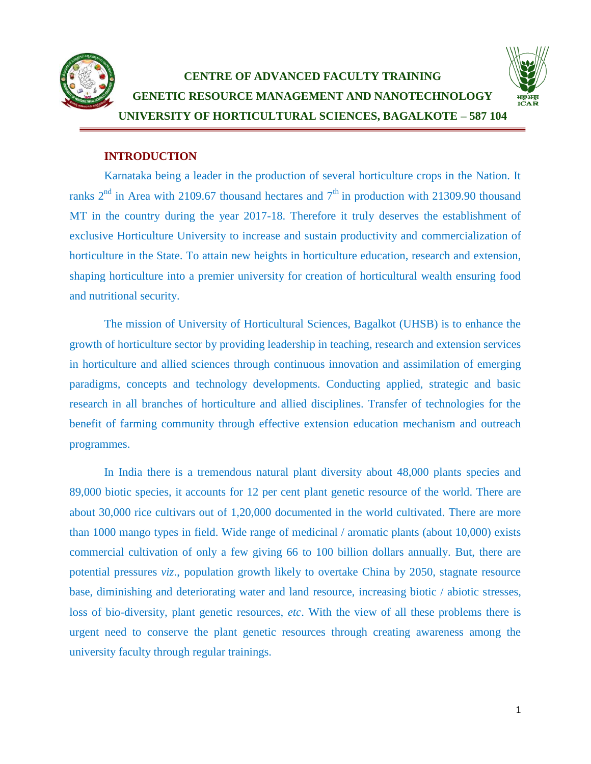**CENTRE OF ADVANCED FACULTY TRAINING**

**GENETIC RESOURCE MANAGEMENT AND NANOTECHNOLOGY**

**UNIVERSITY OF HORTICULTURAL SCIENCES, BAGALKOTE – 587 104**

## INTRODUCTION

Karnataka being a leader in the production of several horticulture crops in the Nation. It ranks 2nd in Area with 2109.67 thousand hectares and 7th in production with 21309.90 thousand MT in the country during the year 2017-18. Therefore it truly deserves the establishment of exclusive Horticulture University to increase and sustain productivity and commercialization of horticulture in the State. To attain new heights in horticulture education, research and extension, shaping horticulture into a premier university for creation of horticultural wealth ensuring food and nutritional security.

The mission of University of Horticultural Sciences, Bagalkot (UHSB) is to enhance the growth of horticulture sector by providing leadership in teaching, research and extension services in horticulture and allied sciences through continuous innovation and assimilation of emerging paradigms, concepts and technology developments. Conducting applied, strategic and basic research in all branches of horticulture and allied disciplines. Transfer of technologies for the benefit of farming community through effective extension education mechanism and outreach programmes.

In India there is a tremendous natural plant diversity about 48,000 plants species and 89,000 biotic species, it accounts for 12 per cent plant genetic resource of the world. There are about 30,000 rice cultivars out of 1,20,000 documented in the world cultivated. There are more than 1000 mango types in field. Wide range of medicinal / aromatic plants (about 10,000) exists commercial cultivation of only a few giving 66 to 100 billion dollars annually. But, there are potential pressures *viz*., population growth likely to overtake China by 2050, stagnate resource base, diminishing and deteriorating water and land resource, increasing biotic / abiotic stresses, loss of bio-diversity, plant genetic resources, *etc*. With the view of all these problems there is urgent need to conserve the plant genetic resources through creating awareness among the university faculty through regular trainings.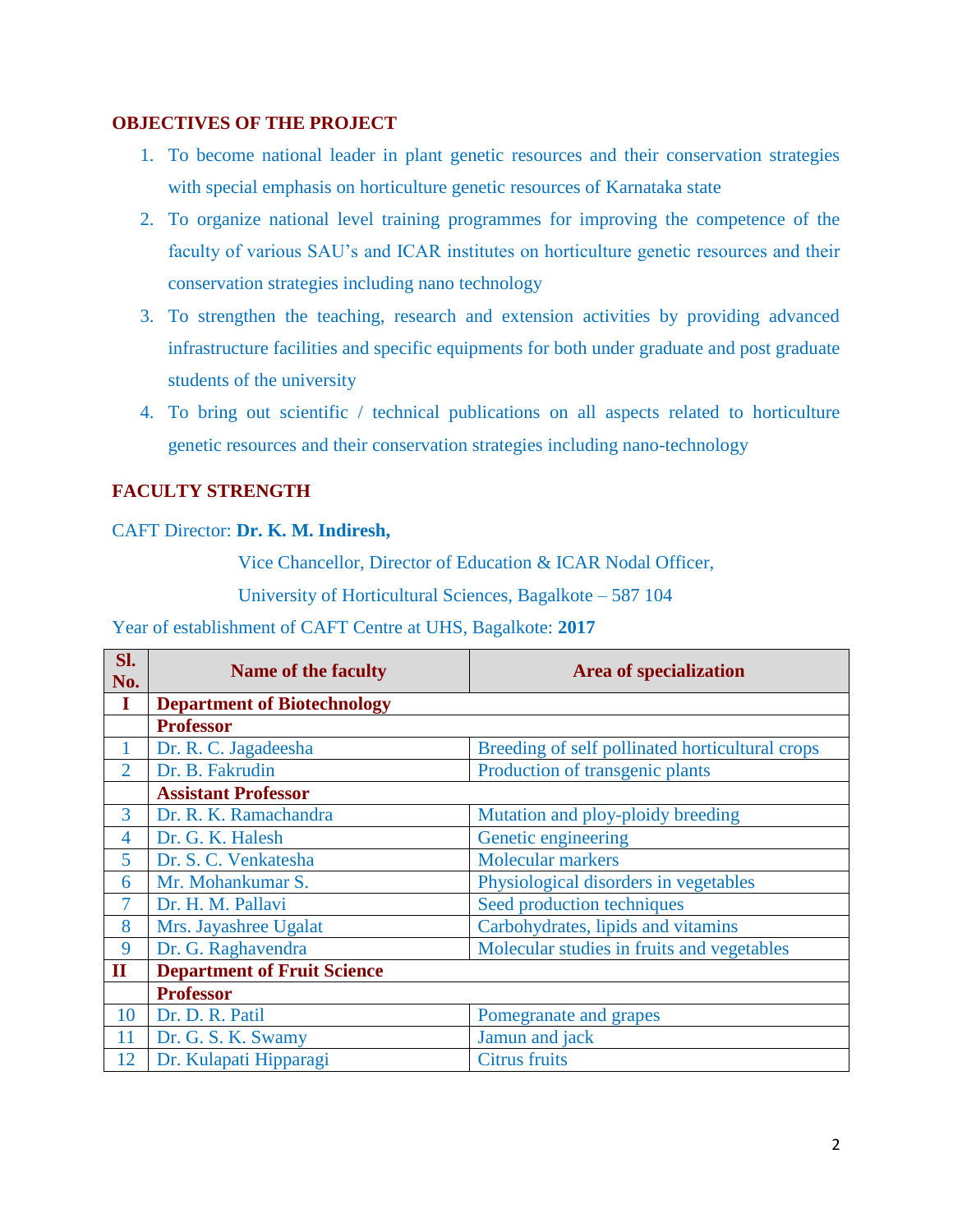## OBJECTIVES OF THE PROJECT

1. To become national leader in plant genetic resources and their conservation strategies with special emphasis on horticulture genetic resources of Karnataka state
2. To organize national level training programmes for improving the competence of the faculty of various SAU's and ICAR institutes on horticulture genetic resources and their conservation strategies including nano technology
3. To strengthen the teaching, research and extension activities by providing advanced infrastructure facilities and specific equipments for both under graduate and post graduate students of the university
4. To bring out scientific / technical publications on all aspects related to horticulture genetic resources and their conservation strategies including nano-technology

## FACULTY STRENGTH

CAFT Director: **Dr. K. M. Indiresh,**

Vice Chancellor, Director of Education & ICAR Nodal Officer,

University of Horticultural Sciences, Bagalkote – 587 104

Year of establishment of CAFT Centre at UHS, Bagalkote: **2017**

| Sl. No. | Name of the faculty | Area of specialization |
|---|---|---|
| **I** | **Department of Biotechnology** | |
| | **Professor** | |
| 1 | Dr. R. C. Jagadeesha | Breeding of self pollinated horticultural crops |
| 2 | Dr. B. Fakrudin | Production of transgenic plants |
| | **Assistant Professor** | |
| 3 | Dr. R. K. Ramachandra | Mutation and ploy-ploidy breeding |
| 4 | Dr. G. K. Halesh | Genetic engineering |
| 5 | Dr. S. C. Venkatesha | Molecular markers |
| 6 | Mr. Mohankumar S. | Physiological disorders in vegetables |
| 7 | Dr. H. M. Pallavi | Seed production techniques |
| 8 | Mrs. Jayashree Ugalat | Carbohydrates, lipids and vitamins |
| 9 | Dr. G. Raghavendra | Molecular studies in fruits and vegetables |
| **II** | **Department of Fruit Science** | |
| | **Professor** | |
| 10 | Dr. D. R. Patil | Pomegranate and grapes |
| 11 | Dr. G. S. K. Swamy | Jamun and jack |
| 12 | Dr. Kulapati Hipparagi | Citrus fruits |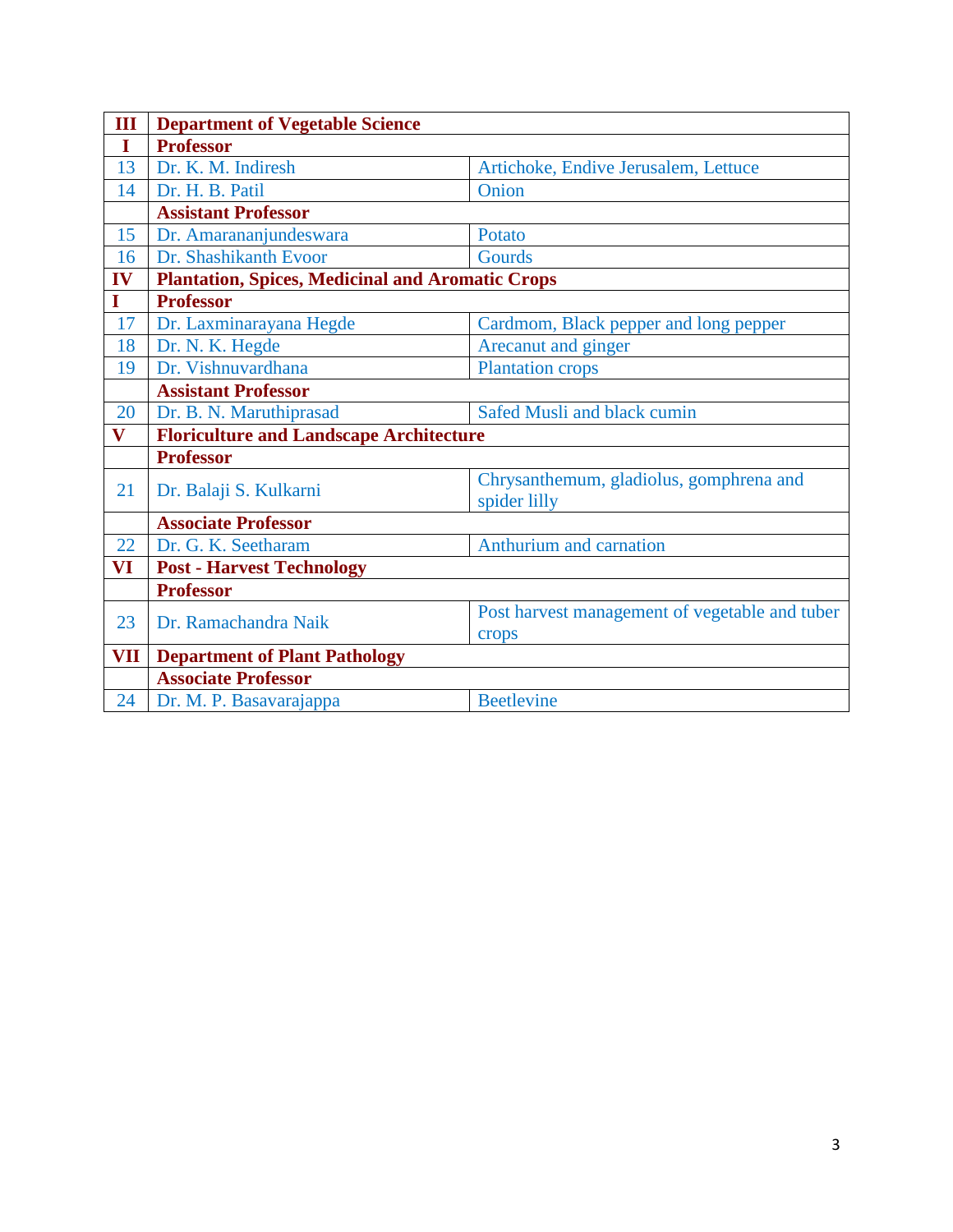| III | Department of Vegetable Science | |
|---|---|---|
| I | **Professor** | |
| 13 | Dr. K. M. Indiresh | Artichoke, Endive Jerusalem, Lettuce |
| 14 | Dr. H. B. Patil | Onion |
| | **Assistant Professor** | |
| 15 | Dr. Amarananjundeswara | Potato |
| 16 | Dr. Shashikanth Evoor | Gourds |
| **IV** | **Plantation, Spices, Medicinal and Aromatic Crops** | |
| **I** | **Professor** | |
| 17 | Dr. Laxminarayana Hegde | Cardmom, Black pepper and long pepper |
| 18 | Dr. N. K. Hegde | Arecanut and ginger |
| 19 | Dr. Vishnuvardhana | Plantation crops |
| | **Assistant Professor** | |
| 20 | Dr. B. N. Maruthiprasad | Safed Musli and black cumin |
| **V** | **Floriculture and Landscape Architecture** | |
| | **Professor** | |
| 21 | Dr. Balaji S. Kulkarni | Chrysanthemum, gladiolus, gomphrena and spider lilly |
| | **Associate Professor** | |
| 22 | Dr. G. K. Seetharam | Anthurium and carnation |
| **VI** | **Post - Harvest Technology** | |
| | **Professor** | |
| 23 | Dr. Ramachandra Naik | Post harvest management of vegetable and tuber crops |
| **VII** | **Department of Plant Pathology** | |
| | **Associate Professor** | |
| 24 | Dr. M. P. Basavarajappa | Beetlevine |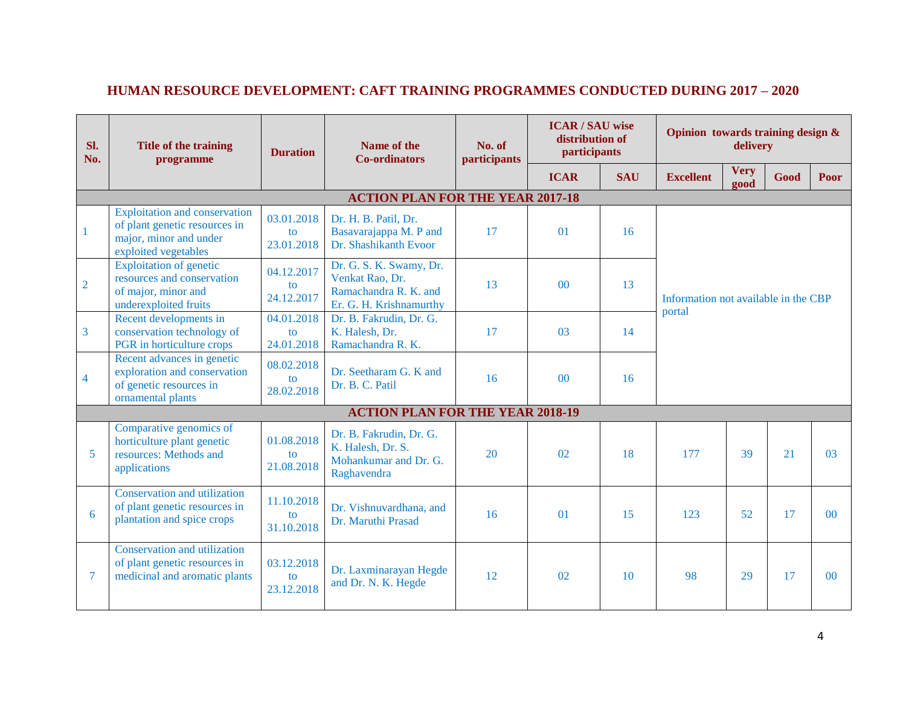## HUMAN RESOURCE DEVELOPMENT: CAFT TRAINING PROGRAMMES CONDUCTED DURING 2017 – 2020

| Sl. No. | Title of the training programme | Duration | Name of the Co-ordinators | No. of participants | ICAR / SAU wise distribution of participants | | Opinion towards training design & delivery | | | |
|---|---|---|---|---|---|---|---|---|---|---|
| | | | | | ICAR | SAU | Excellent | Very good | Good | Poor |
| **ACTION PLAN FOR THE YEAR 2017-18** | | | | | | | | | | |
| 1 | Exploitation and conservation of plant genetic resources in major, minor and under exploited vegetables | 03.01.2018 to 23.01.2018 | Dr. H. B. Patil, Dr. Basavarajappa M. P and Dr. Shashikanth Evoor | 17 | 01 | 16 | Information not available in the CBP portal | | | |
| 2 | Exploitation of genetic resources and conservation of major, minor and underexploited fruits | 04.12.2017 to 24.12.2017 | Dr. G. S. K. Swamy, Dr. Venkat Rao, Dr. Ramachandra R. K. and Er. G. H. Krishnamurthy | 13 | 00 | 13 | | | | |
| 3 | Recent developments in conservation technology of PGR in horticulture crops | 04.01.2018 to 24.01.2018 | Dr. B. Fakrudin, Dr. G. K. Halesh, Dr. Ramachandra R. K. | 17 | 03 | 14 | | | | |
| 4 | Recent advances in genetic exploration and conservation of genetic resources in ornamental plants | 08.02.2018 to 28.02.2018 | Dr. Seetharam G. K and Dr. B. C. Patil | 16 | 00 | 16 | | | | |
| **ACTION PLAN FOR THE YEAR 2018-19** | | | | | | | | | | |
| 5 | Comparative genomics of horticulture plant genetic resources: Methods and applications | 01.08.2018 to 21.08.2018 | Dr. B. Fakrudin, Dr. G. K. Halesh, Dr. S. Mohankumar and Dr. G. Raghavendra | 20 | 02 | 18 | 177 | 39 | 21 | 03 |
| 6 | Conservation and utilization of plant genetic resources in plantation and spice crops | 11.10.2018 to 31.10.2018 | Dr. Vishnuvardhana, and Dr. Maruthi Prasad | 16 | 01 | 15 | 123 | 52 | 17 | 00 |
| 7 | Conservation and utilization of plant genetic resources in medicinal and aromatic plants | 03.12.2018 to 23.12.2018 | Dr. Laxminarayan Hegde and Dr. N. K. Hegde | 12 | 02 | 10 | 98 | 29 | 17 | 00 |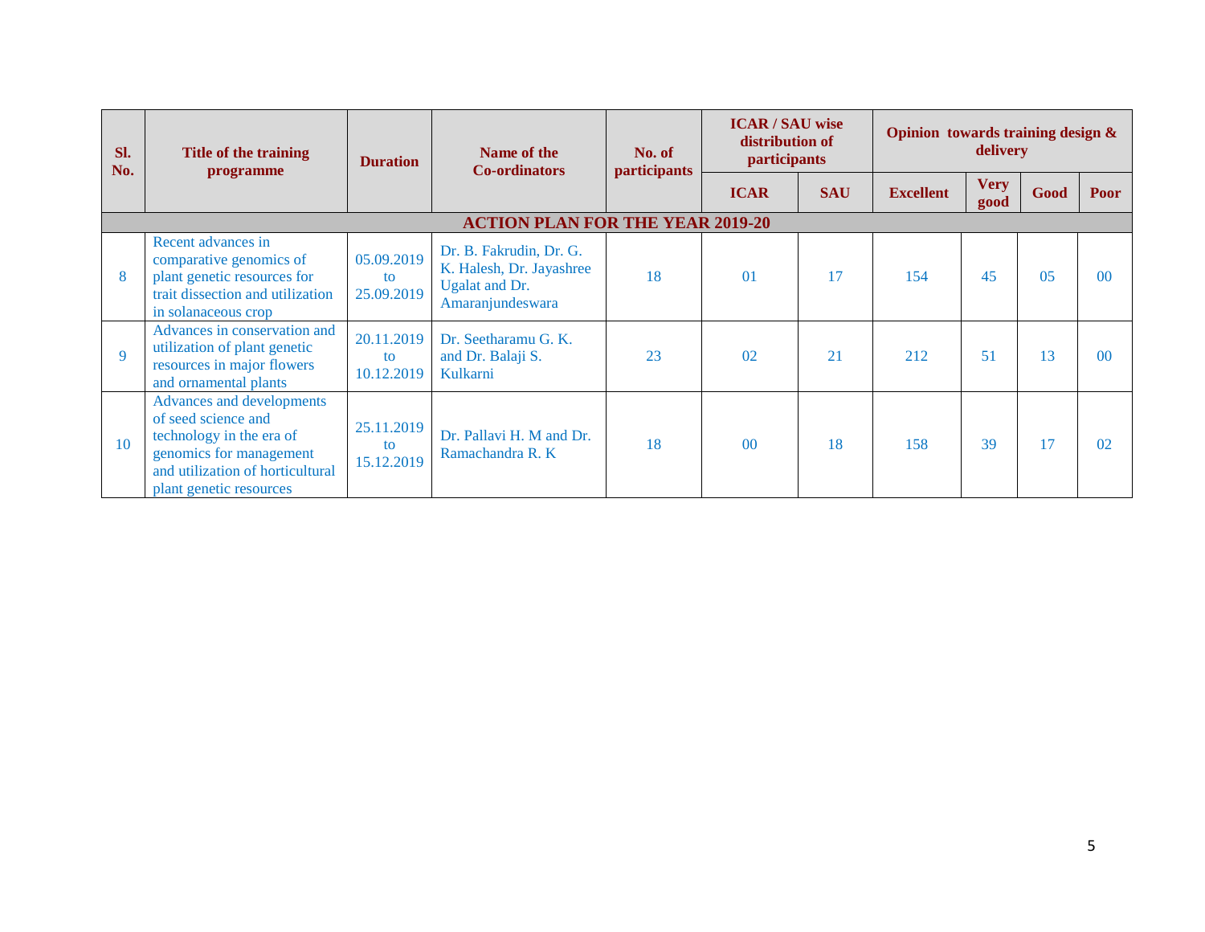| Sl. No. | Title of the training programme | Duration | Name of the Co-ordinators | No. of participants | ICAR / SAU wise distribution of participants | | Opinion towards training design & delivery | | | |
|---|---|---|---|---|---|---|---|---|---|---|
| | | | | | ICAR | SAU | Excellent | Very good | Good | Poor |
| **ACTION PLAN FOR THE YEAR 2019-20** | | | | | | | | | | |
| 8 | Recent advances in comparative genomics of plant genetic resources for trait dissection and utilization in solanaceous crop | 05.09.2019 to 25.09.2019 | Dr. B. Fakrudin, Dr. G. K. Halesh, Dr. Jayashree Ugalat and Dr. Amaranjundeswara | 18 | 01 | 17 | 154 | 45 | 05 | 00 |
| 9 | Advances in conservation and utilization of plant genetic resources in major flowers and ornamental plants | 20.11.2019 to 10.12.2019 | Dr. Seetharamu G. K. and Dr. Balaji S. Kulkarni | 23 | 02 | 21 | 212 | 51 | 13 | 00 |
| 10 | Advances and developments of seed science and technology in the era of genomics for management and utilization of horticultural plant genetic resources | 25.11.2019 to 15.12.2019 | Dr. Pallavi H. M and Dr. Ramachandra R. K | 18 | 00 | 18 | 158 | 39 | 17 | 02 |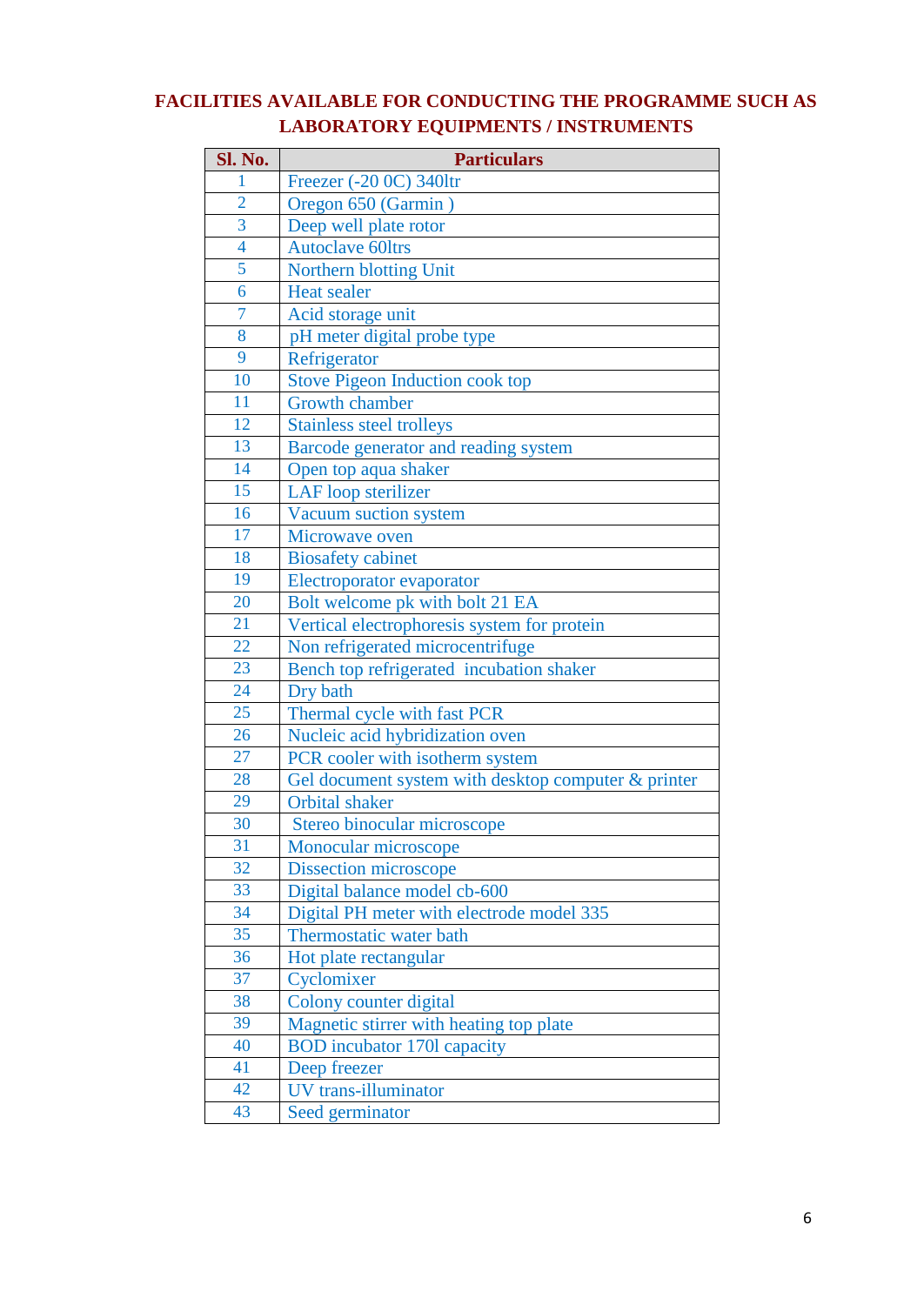# FACILITIES AVAILABLE FOR CONDUCTING THE PROGRAMME SUCH AS LABORATORY EQUIPMENTS / INSTRUMENTS

| Sl. No. | Particulars |
|---|---|
| 1 | Freezer (-20 0C) 340ltr |
| 2 | Oregon 650 (Garmin ) |
| 3 | Deep well plate rotor |
| 4 | Autoclave 60ltrs |
| 5 | Northern blotting Unit |
| 6 | Heat sealer |
| 7 | Acid storage unit |
| 8 | pH meter digital probe type |
| 9 | Refrigerator |
| 10 | Stove Pigeon Induction cook top |
| 11 | Growth chamber |
| 12 | Stainless steel trolleys |
| 13 | Barcode generator and reading system |
| 14 | Open top aqua shaker |
| 15 | LAF loop sterilizer |
| 16 | Vacuum suction system |
| 17 | Microwave oven |
| 18 | Biosafety cabinet |
| 19 | Electroporator evaporator |
| 20 | Bolt welcome pk with bolt 21 EA |
| 21 | Vertical electrophoresis system for protein |
| 22 | Non refrigerated microcentrifuge |
| 23 | Bench top refrigerated incubation shaker |
| 24 | Dry bath |
| 25 | Thermal cycle with fast PCR |
| 26 | Nucleic acid hybridization oven |
| 27 | PCR cooler with isotherm system |
| 28 | Gel document system with desktop computer & printer |
| 29 | Orbital shaker |
| 30 | Stereo binocular microscope |
| 31 | Monocular microscope |
| 32 | Dissection microscope |
| 33 | Digital balance model cb-600 |
| 34 | Digital PH meter with electrode model 335 |
| 35 | Thermostatic water bath |
| 36 | Hot plate rectangular |
| 37 | Cyclomixer |
| 38 | Colony counter digital |
| 39 | Magnetic stirrer with heating top plate |
| 40 | BOD incubator 170l capacity |
| 41 | Deep freezer |
| 42 | UV trans-illuminator |
| 43 | Seed germinator |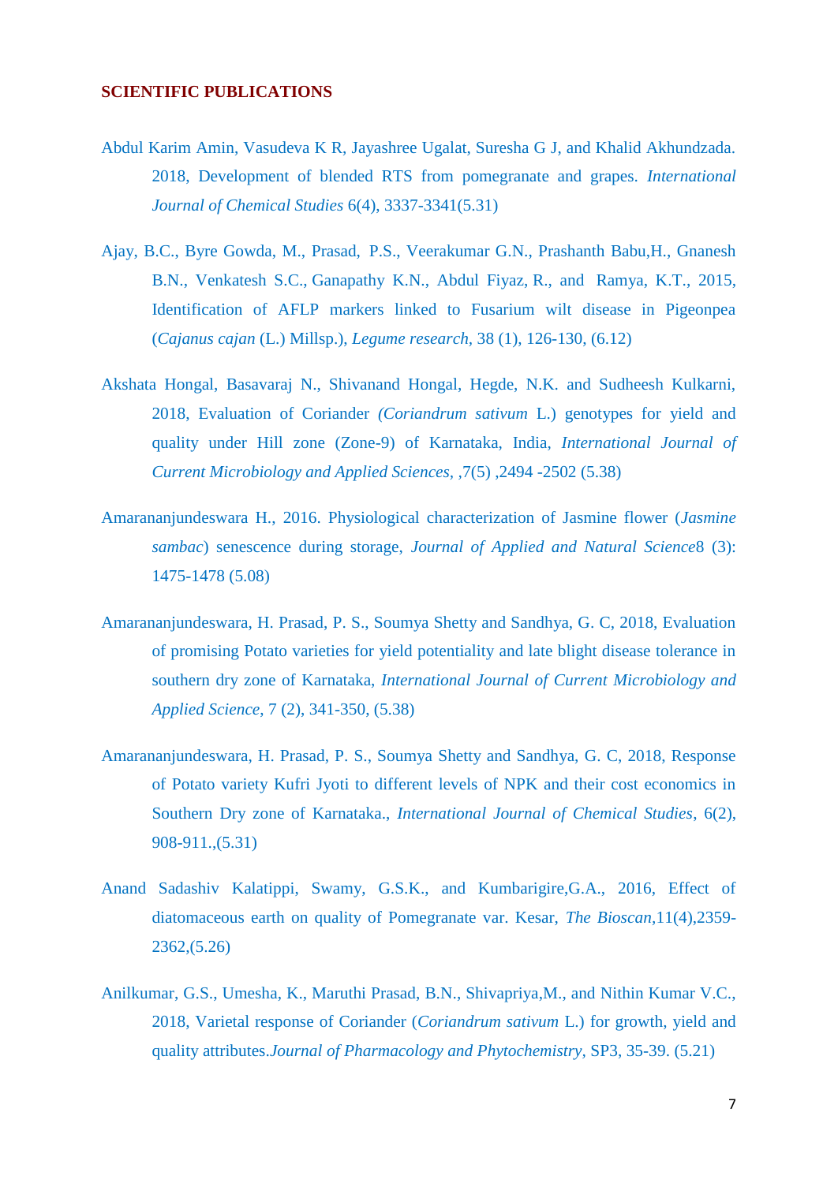## SCIENTIFIC PUBLICATIONS

Abdul Karim Amin, Vasudeva K R, Jayashree Ugalat, Suresha G J, and Khalid Akhundzada. 2018, Development of blended RTS from pomegranate and grapes. *International Journal of Chemical Studies* 6(4), 3337-3341(5.31)

Ajay, B.C., Byre Gowda, M., Prasad, P.S., Veerakumar G.N., Prashanth Babu,H., Gnanesh B.N., Venkatesh S.C., Ganapathy K.N., Abdul Fiyaz, R., and Ramya, K.T., 2015, Identification of AFLP markers linked to Fusarium wilt disease in Pigeonpea (*Cajanus cajan* (L.) Millsp.), *Legume research*, 38 (1), 126-130, (6.12)

Akshata Hongal, Basavaraj N., Shivanand Hongal, Hegde, N.K. and Sudheesh Kulkarni, 2018, Evaluation of Coriander *(Coriandrum sativum* L.) genotypes for yield and quality under Hill zone (Zone-9) of Karnataka, India, *International Journal of Current Microbiology and Applied Sciences*, ,7(5) ,2494 -2502 (5.38)

Amarananjundeswara H., 2016. Physiological characterization of Jasmine flower (*Jasmine sambac*) senescence during storage, *Journal of Applied and Natural Science*8 (3): 1475-1478 (5.08)

Amarananjundeswara, H. Prasad, P. S., Soumya Shetty and Sandhya, G. C, 2018, Evaluation of promising Potato varieties for yield potentiality and late blight disease tolerance in southern dry zone of Karnataka, *International Journal of Current Microbiology and Applied Science*, 7 (2), 341-350, (5.38)

Amarananjundeswara, H. Prasad, P. S., Soumya Shetty and Sandhya, G. C, 2018, Response of Potato variety Kufri Jyoti to different levels of NPK and their cost economics in Southern Dry zone of Karnataka., *International Journal of Chemical Studies*, 6(2), 908-911.,(5.31)

Anand Sadashiv Kalatippi, Swamy, G.S.K., and Kumbarigire,G.A., 2016, Effect of diatomaceous earth on quality of Pomegranate var. Kesar, *The Bioscan*,11(4),2359-2362,(5.26)

Anilkumar, G.S., Umesha, K., Maruthi Prasad, B.N., Shivapriya,M., and Nithin Kumar V.C., 2018, Varietal response of Coriander (*Coriandrum sativum* L.) for growth, yield and quality attributes.*Journal of Pharmacology and Phytochemistry*, SP3, 35-39. (5.21)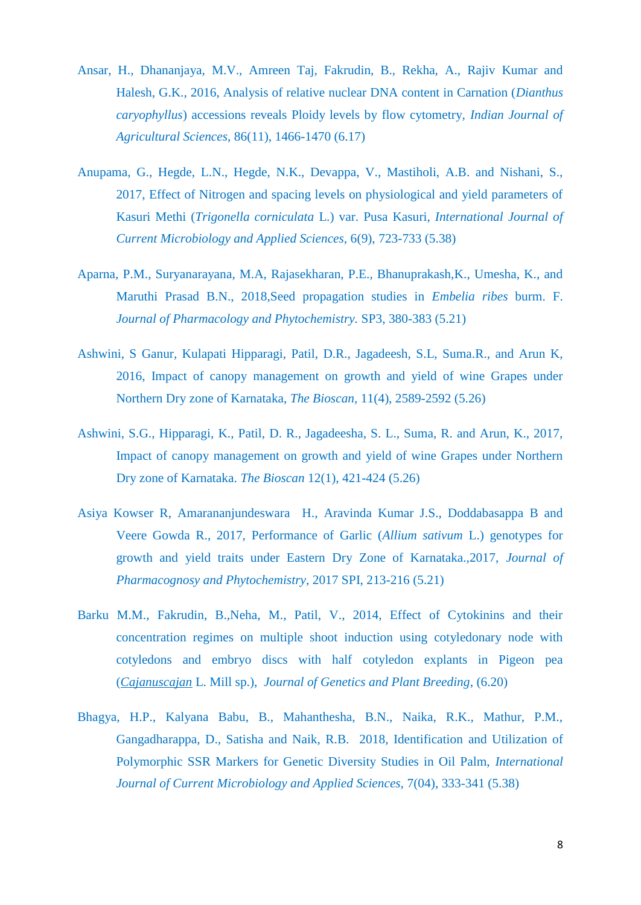Ansar, H., Dhananjaya, M.V., Amreen Taj, Fakrudin, B., Rekha, A., Rajiv Kumar and Halesh, G.K., 2016, Analysis of relative nuclear DNA content in Carnation (*Dianthus caryophyllus*) accessions reveals Ploidy levels by flow cytometry, *Indian Journal of Agricultural Sciences*, 86(11), 1466-1470 (6.17)

Anupama, G., Hegde, L.N., Hegde, N.K., Devappa, V., Mastiholi, A.B. and Nishani, S., 2017, Effect of Nitrogen and spacing levels on physiological and yield parameters of Kasuri Methi (*Trigonella corniculata* L.) var. Pusa Kasuri, *International Journal of Current Microbiology and Applied Sciences*, 6(9), 723-733 (5.38)

Aparna, P.M., Suryanarayana, M.A, Rajasekharan, P.E., Bhanuprakash,K., Umesha, K., and Maruthi Prasad B.N., 2018,Seed propagation studies in *Embelia ribes* burm. F. *Journal of Pharmacology and Phytochemistry*. SP3, 380-383 (5.21)

Ashwini, S Ganur, Kulapati Hipparagi, Patil, D.R., Jagadeesh, S.L, Suma.R., and Arun K, 2016, Impact of canopy management on growth and yield of wine Grapes under Northern Dry zone of Karnataka, *The Bioscan*, 11(4), 2589-2592 (5.26)

Ashwini, S.G., Hipparagi, K., Patil, D. R., Jagadeesha, S. L., Suma, R. and Arun, K., 2017, Impact of canopy management on growth and yield of wine Grapes under Northern Dry zone of Karnataka. *The Bioscan* 12(1), 421-424 (5.26)

Asiya Kowser R, Amarananjundeswara H., Aravinda Kumar J.S., Doddabasappa B and Veere Gowda R., 2017, Performance of Garlic (*Allium sativum* L.) genotypes for growth and yield traits under Eastern Dry Zone of Karnataka.,2017, *Journal of Pharmacognosy and Phytochemistry*, 2017 SPI, 213-216 (5.21)

Barku M.M., Fakrudin, B.,Neha, M., Patil, V., 2014, Effect of Cytokinins and their concentration regimes on multiple shoot induction using cotyledonary node with cotyledons and embryo discs with half cotyledon explants in Pigeon pea (*Cajanuscajan* L. Mill sp.), *Journal of Genetics and Plant Breeding*, (6.20)

Bhagya, H.P., Kalyana Babu, B., Mahanthesha, B.N., Naika, R.K., Mathur, P.M., Gangadharappa, D., Satisha and Naik, R.B. 2018, Identification and Utilization of Polymorphic SSR Markers for Genetic Diversity Studies in Oil Palm, *International Journal of Current Microbiology and Applied Sciences*, 7(04), 333-341 (5.38)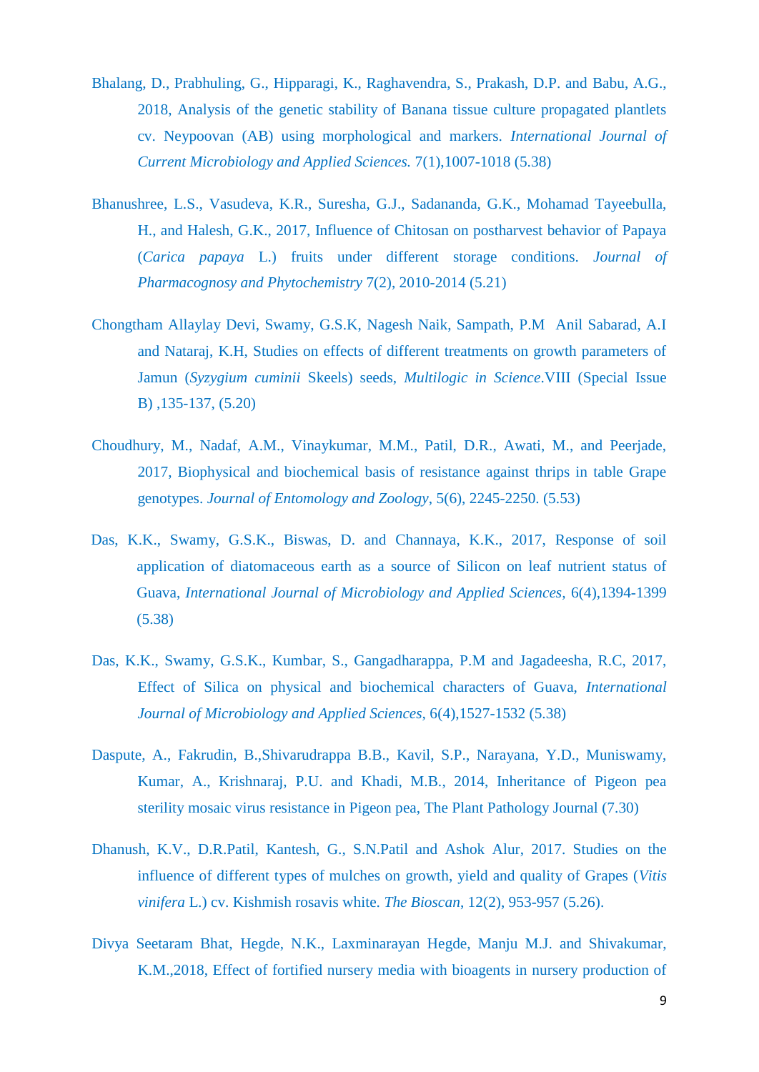Bhalang, D., Prabhuling, G., Hipparagi, K., Raghavendra, S., Prakash, D.P. and Babu, A.G., 2018, Analysis of the genetic stability of Banana tissue culture propagated plantlets cv. Neypoovan (AB) using morphological and markers. *International Journal of Current Microbiology and Applied Sciences.* 7(1),1007-1018 (5.38)

Bhanushree, L.S., Vasudeva, K.R., Suresha, G.J., Sadananda, G.K., Mohamad Tayeebulla, H., and Halesh, G.K., 2017, Influence of Chitosan on postharvest behavior of Papaya (*Carica papaya* L.) fruits under different storage conditions. *Journal of Pharmacognosy and Phytochemistry* 7(2), 2010-2014 (5.21)

Chongtham Allaylay Devi, Swamy, G.S.K, Nagesh Naik, Sampath, P.M Anil Sabarad, A.I and Nataraj, K.H, Studies on effects of different treatments on growth parameters of Jamun (*Syzygium cuminii* Skeels) seeds, *Multilogic in Science*.VIII (Special Issue B) ,135-137, (5.20)

Choudhury, M., Nadaf, A.M., Vinaykumar, M.M., Patil, D.R., Awati, M., and Peerjade, 2017, Biophysical and biochemical basis of resistance against thrips in table Grape genotypes. *Journal of Entomology and Zoology*, 5(6), 2245-2250. (5.53)

Das, K.K., Swamy, G.S.K., Biswas, D. and Channaya, K.K., 2017, Response of soil application of diatomaceous earth as a source of Silicon on leaf nutrient status of Guava, *International Journal of Microbiology and Applied Sciences*, 6(4),1394-1399 (5.38)

Das, K.K., Swamy, G.S.K., Kumbar, S., Gangadharappa, P.M and Jagadeesha, R.C, 2017, Effect of Silica on physical and biochemical characters of Guava, *International Journal of Microbiology and Applied Sciences*, 6(4),1527-1532 (5.38)

Daspute, A., Fakrudin, B.,Shivarudrappa B.B., Kavil, S.P., Narayana, Y.D., Muniswamy, Kumar, A., Krishnaraj, P.U. and Khadi, M.B., 2014, Inheritance of Pigeon pea sterility mosaic virus resistance in Pigeon pea, The Plant Pathology Journal (7.30)

Dhanush, K.V., D.R.Patil, Kantesh, G., S.N.Patil and Ashok Alur, 2017. Studies on the influence of different types of mulches on growth, yield and quality of Grapes (*Vitis vinifera* L.) cv. Kishmish rosavis white. *The Bioscan*, 12(2), 953-957 (5.26).

Divya Seetaram Bhat, Hegde, N.K., Laxminarayan Hegde, Manju M.J. and Shivakumar, K.M.,2018, Effect of fortified nursery media with bioagents in nursery production of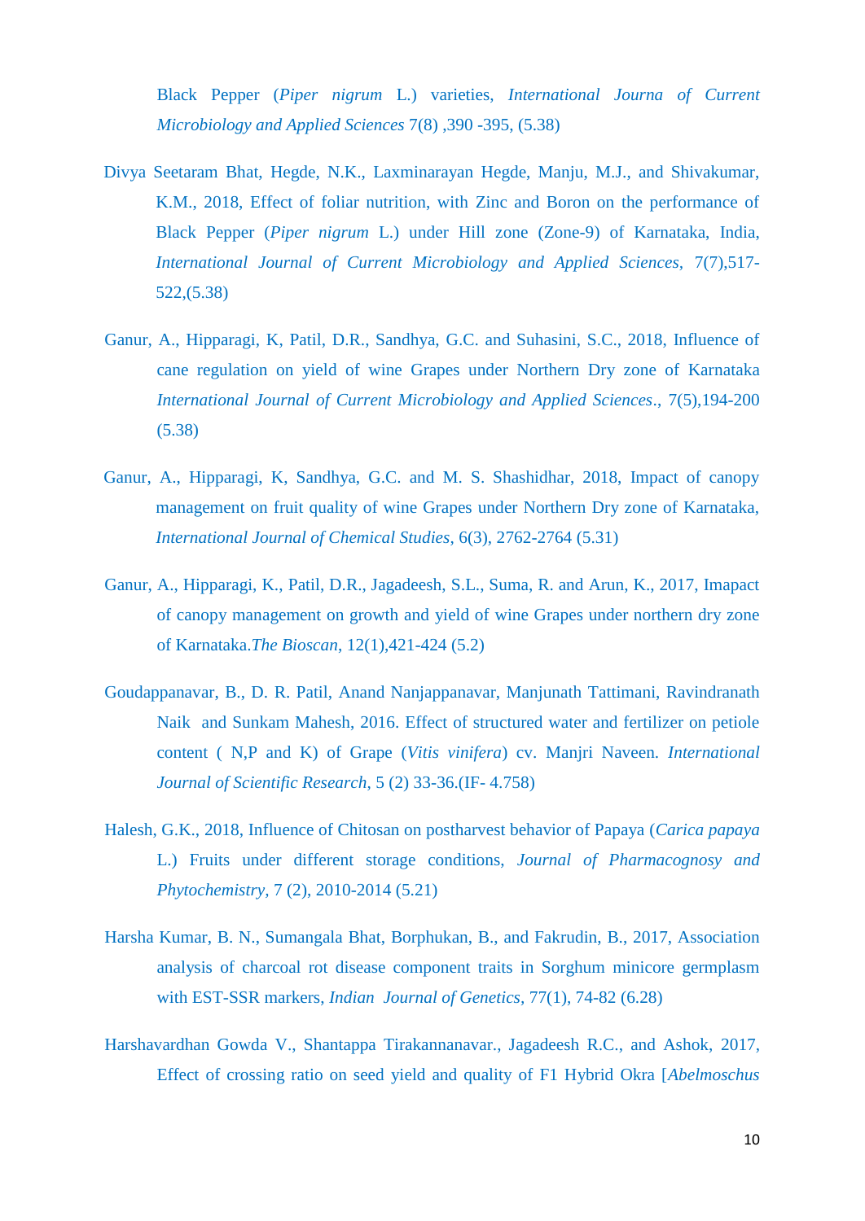Black Pepper (*Piper nigrum* L.) varieties, *International Journa of Current Microbiology and Applied Sciences* 7(8) ,390 -395, (5.38)

Divya Seetaram Bhat, Hegde, N.K., Laxminarayan Hegde, Manju, M.J., and Shivakumar, K.M., 2018, Effect of foliar nutrition, with Zinc and Boron on the performance of Black Pepper (*Piper nigrum* L.) under Hill zone (Zone-9) of Karnataka, India, *International Journal of Current Microbiology and Applied Sciences*, 7(7),517-522,(5.38)

Ganur, A., Hipparagi, K, Patil, D.R., Sandhya, G.C. and Suhasini, S.C., 2018, Influence of cane regulation on yield of wine Grapes under Northern Dry zone of Karnataka *International Journal of Current Microbiology and Applied Sciences*., 7(5),194-200 (5.38)

Ganur, A., Hipparagi, K, Sandhya, G.C. and M. S. Shashidhar, 2018, Impact of canopy management on fruit quality of wine Grapes under Northern Dry zone of Karnataka, *International Journal of Chemical Studies*, 6(3), 2762-2764 (5.31)

Ganur, A., Hipparagi, K., Patil, D.R., Jagadeesh, S.L., Suma, R. and Arun, K., 2017, Imapact of canopy management on growth and yield of wine Grapes under northern dry zone of Karnataka.*The Bioscan*, 12(1),421-424 (5.2)

Goudappanavar, B., D. R. Patil, Anand Nanjappanavar, Manjunath Tattimani, Ravindranath Naik and Sunkam Mahesh, 2016. Effect of structured water and fertilizer on petiole content ( N,P and K) of Grape (*Vitis vinifera*) cv. Manjri Naveen. *International Journal of Scientific Research*, 5 (2) 33-36.(IF- 4.758)

Halesh, G.K., 2018, Influence of Chitosan on postharvest behavior of Papaya (*Carica papaya* L.) Fruits under different storage conditions, *Journal of Pharmacognosy and Phytochemistry*, 7 (2), 2010-2014 (5.21)

Harsha Kumar, B. N., Sumangala Bhat, Borphukan, B., and Fakrudin, B., 2017, Association analysis of charcoal rot disease component traits in Sorghum minicore germplasm with EST-SSR markers, *Indian Journal of Genetics*, 77(1), 74-82 (6.28)

Harshavardhan Gowda V., Shantappa Tirakannanavar., Jagadeesh R.C., and Ashok, 2017, Effect of crossing ratio on seed yield and quality of F1 Hybrid Okra [*Abelmoschus*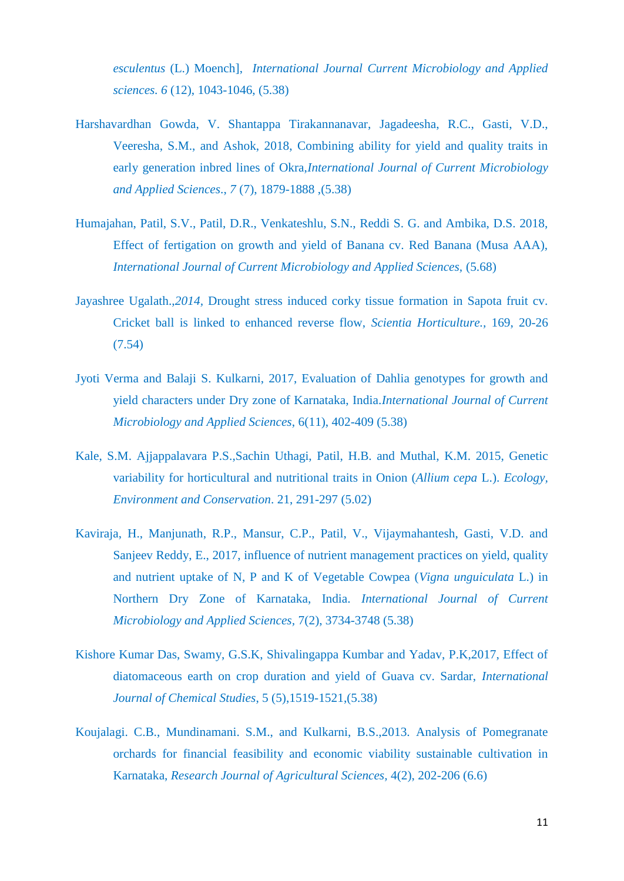*esculentus* (L.) Moench], *International Journal Current Microbiology and Applied sciences. 6* (12), 1043-1046, (5.38)

Harshavardhan Gowda, V. Shantappa Tirakannanavar, Jagadeesha, R.C., Gasti, V.D., Veeresha, S.M., and Ashok, 2018, Combining ability for yield and quality traits in early generation inbred lines of Okra,*International Journal of Current Microbiology and Applied Sciences*., *7* (7), 1879-1888 ,(5.38)

Humajahan, Patil, S.V., Patil, D.R., Venkateshlu, S.N., Reddi S. G. and Ambika, D.S. 2018, Effect of fertigation on growth and yield of Banana cv. Red Banana (Musa AAA), *International Journal of Current Microbiology and Applied Sciences*, (5.68)

Jayashree Ugalath.,*2014*, Drought stress induced corky tissue formation in Sapota fruit cv. Cricket ball is linked to enhanced reverse flow, *Scientia Horticulture.*, 169, 20-26 (7.54)

Jyoti Verma and Balaji S. Kulkarni, 2017, Evaluation of Dahlia genotypes for growth and yield characters under Dry zone of Karnataka, India.*International Journal of Current Microbiology and Applied Sciences*, 6(11), 402-409 (5.38)

Kale, S.M. Ajjappalavara P.S.,Sachin Uthagi, Patil, H.B. and Muthal, K.M. 2015, Genetic variability for horticultural and nutritional traits in Onion (*Allium cepa* L.). *Ecology, Environment and Conservation*. 21, 291-297 (5.02)

Kaviraja, H., Manjunath, R.P., Mansur, C.P., Patil, V., Vijaymahantesh, Gasti, V.D. and Sanjeev Reddy, E., 2017, influence of nutrient management practices on yield, quality and nutrient uptake of N, P and K of Vegetable Cowpea (*Vigna unguiculata* L.) in Northern Dry Zone of Karnataka, India. *International Journal of Current Microbiology and Applied Sciences*, 7(2), 3734-3748 (5.38)

Kishore Kumar Das, Swamy, G.S.K, Shivalingappa Kumbar and Yadav, P.K,2017, Effect of diatomaceous earth on crop duration and yield of Guava cv. Sardar, *International Journal of Chemical Studies*, 5 (5),1519-1521,(5.38)

Koujalagi. C.B., Mundinamani. S.M., and Kulkarni, B.S.,2013. Analysis of Pomegranate orchards for financial feasibility and economic viability sustainable cultivation in Karnataka, *Research Journal of Agricultural Sciences*, 4(2), 202-206 (6.6)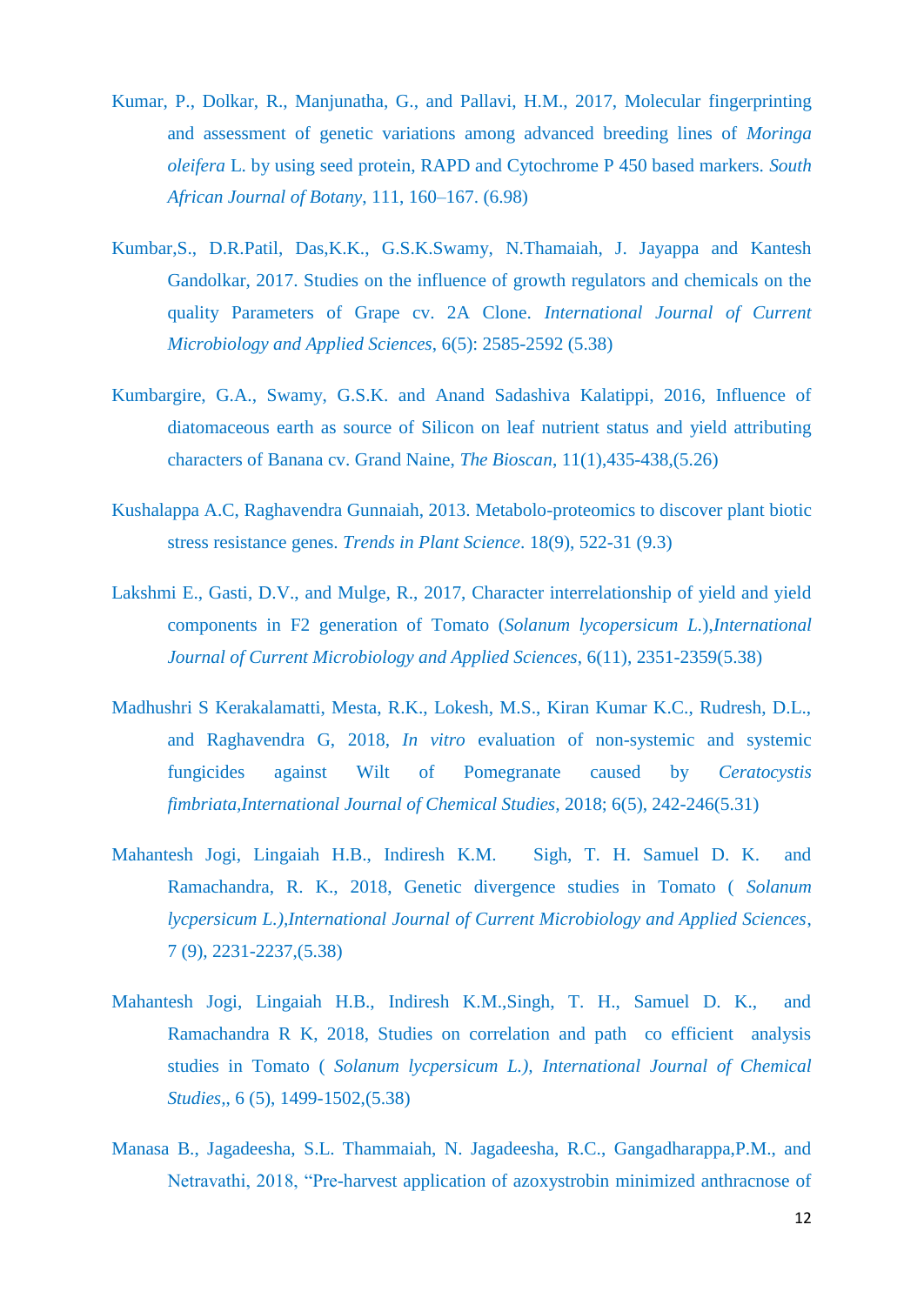Kumar, P., Dolkar, R., Manjunatha, G., and Pallavi, H.M., 2017, Molecular fingerprinting and assessment of genetic variations among advanced breeding lines of *Moringa oleifera* L. by using seed protein, RAPD and Cytochrome P 450 based markers. *South African Journal of Botany*, 111, 160–167. (6.98)

Kumbar,S., D.R.Patil, Das,K.K., G.S.K.Swamy, N.Thamaiah, J. Jayappa and Kantesh Gandolkar, 2017. Studies on the influence of growth regulators and chemicals on the quality Parameters of Grape cv. 2A Clone. *International Journal of Current Microbiology and Applied Sciences*, 6(5): 2585-2592 (5.38)

Kumbargire, G.A., Swamy, G.S.K. and Anand Sadashiva Kalatippi, 2016, Influence of diatomaceous earth as source of Silicon on leaf nutrient status and yield attributing characters of Banana cv. Grand Naine, *The Bioscan*, 11(1),435-438,(5.26)

Kushalappa A.C, Raghavendra Gunnaiah, 2013. Metabolo-proteomics to discover plant biotic stress resistance genes. *Trends in Plant Science*. 18(9), 522-31 (9.3)

Lakshmi E., Gasti, D.V., and Mulge, R., 2017, Character interrelationship of yield and yield components in F2 generation of Tomato (*Solanum lycopersicum L.*),*International Journal of Current Microbiology and Applied Sciences*, 6(11), 2351-2359(5.38)

Madhushri S Kerakalamatti, Mesta, R.K., Lokesh, M.S., Kiran Kumar K.C., Rudresh, D.L., and Raghavendra G, 2018, *In vitro* evaluation of non-systemic and systemic fungicides against Wilt of Pomegranate caused by *Ceratocystis fimbriata*,*International Journal of Chemical Studies*, 2018; 6(5), 242-246(5.31)

Mahantesh Jogi, Lingaiah H.B., Indiresh K.M. Sigh, T. H. Samuel D. K. and Ramachandra, R. K., 2018, Genetic divergence studies in Tomato ( *Solanum lycpersicum L.),International Journal of Current Microbiology and Applied Sciences*, 7 (9), 2231-2237,(5.38)

Mahantesh Jogi, Lingaiah H.B., Indiresh K.M.,Singh, T. H., Samuel D. K., and Ramachandra R K, 2018, Studies on correlation and path co efficient analysis studies in Tomato ( *Solanum lycpersicum L.), International Journal of Chemical Studies*,, 6 (5), 1499-1502,(5.38)

Manasa B., Jagadeesha, S.L. Thammaiah, N. Jagadeesha, R.C., Gangadharappa,P.M., and Netravathi, 2018, "Pre-harvest application of azoxystrobin minimized anthracnose of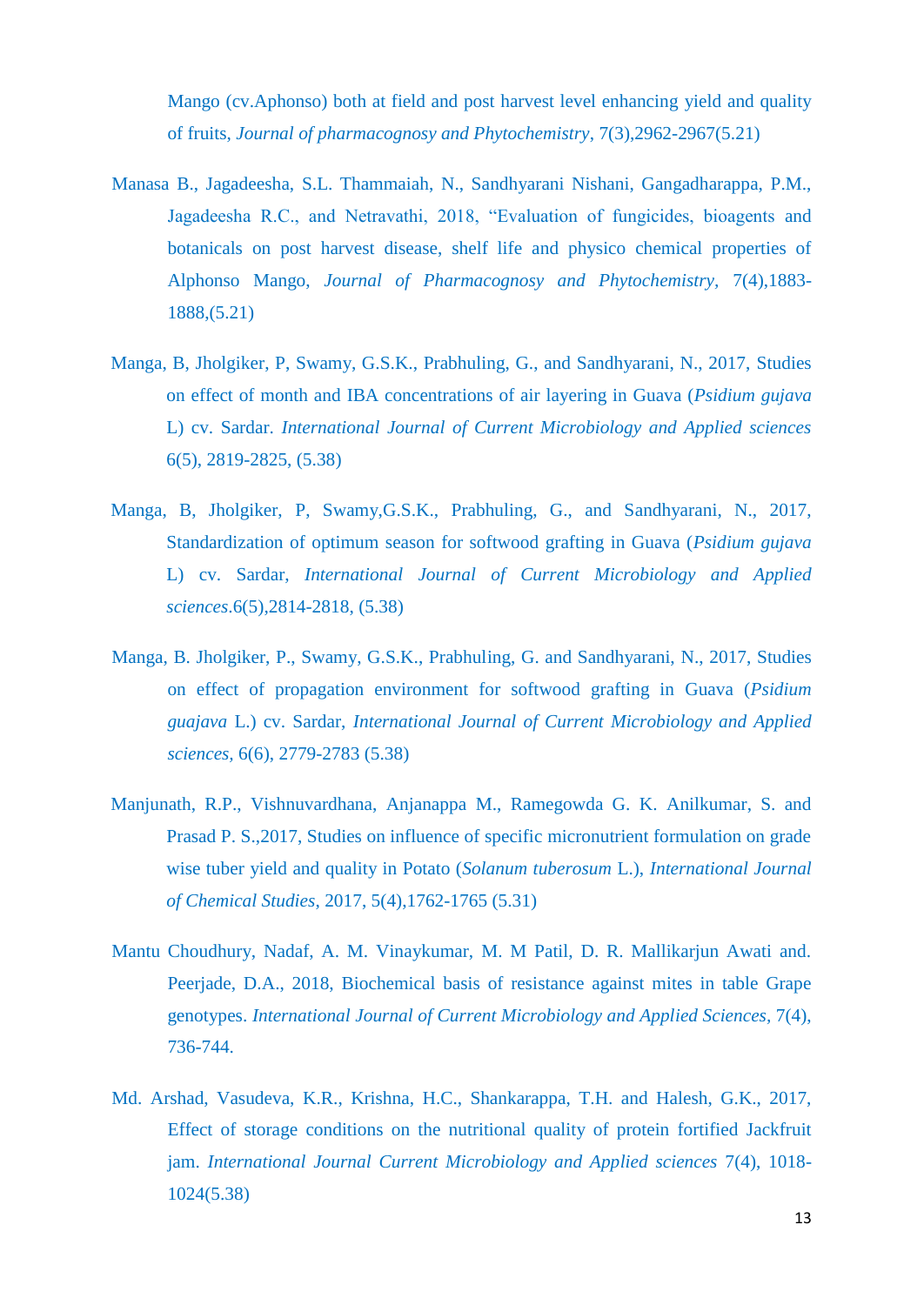Mango (cv.Aphonso) both at field and post harvest level enhancing yield and quality of fruits, *Journal of pharmacognosy and Phytochemistry*, 7(3),2962-2967(5.21)

Manasa B., Jagadeesha, S.L. Thammaiah, N., Sandhyarani Nishani, Gangadharappa, P.M., Jagadeesha R.C., and Netravathi, 2018, "Evaluation of fungicides, bioagents and botanicals on post harvest disease, shelf life and physico chemical properties of Alphonso Mango, *Journal of Pharmacognosy and Phytochemistry*, 7(4),1883-1888,(5.21)

Manga, B, Jholgiker, P, Swamy, G.S.K., Prabhuling, G., and Sandhyarani, N., 2017, Studies on effect of month and IBA concentrations of air layering in Guava (*Psidium gujava* L) cv. Sardar. *International Journal of Current Microbiology and Applied sciences* 6(5), 2819-2825, (5.38)

Manga, B, Jholgiker, P, Swamy,G.S.K., Prabhuling, G., and Sandhyarani, N., 2017, Standardization of optimum season for softwood grafting in Guava (*Psidium gujava* L) cv. Sardar, *International Journal of Current Microbiology and Applied sciences*.6(5),2814-2818, (5.38)

Manga, B. Jholgiker, P., Swamy, G.S.K., Prabhuling, G. and Sandhyarani, N., 2017, Studies on effect of propagation environment for softwood grafting in Guava (*Psidium guajava* L.) cv. Sardar, *International Journal of Current Microbiology and Applied sciences*, 6(6), 2779-2783 (5.38)

Manjunath, R.P., Vishnuvardhana, Anjanappa M., Ramegowda G. K. Anilkumar, S. and Prasad P. S.,2017, Studies on influence of specific micronutrient formulation on grade wise tuber yield and quality in Potato (*Solanum tuberosum* L.), *International Journal of Chemical Studies*, 2017, 5(4),1762-1765 (5.31)

Mantu Choudhury, Nadaf, A. M. Vinaykumar, M. M Patil, D. R. Mallikarjun Awati and. Peerjade, D.A., 2018, Biochemical basis of resistance against mites in table Grape genotypes. *International Journal of Current Microbiology and Applied Sciences*, 7(4), 736-744.

Md. Arshad, Vasudeva, K.R., Krishna, H.C., Shankarappa, T.H. and Halesh, G.K., 2017, Effect of storage conditions on the nutritional quality of protein fortified Jackfruit jam. *International Journal Current Microbiology and Applied sciences* 7(4), 1018-1024(5.38)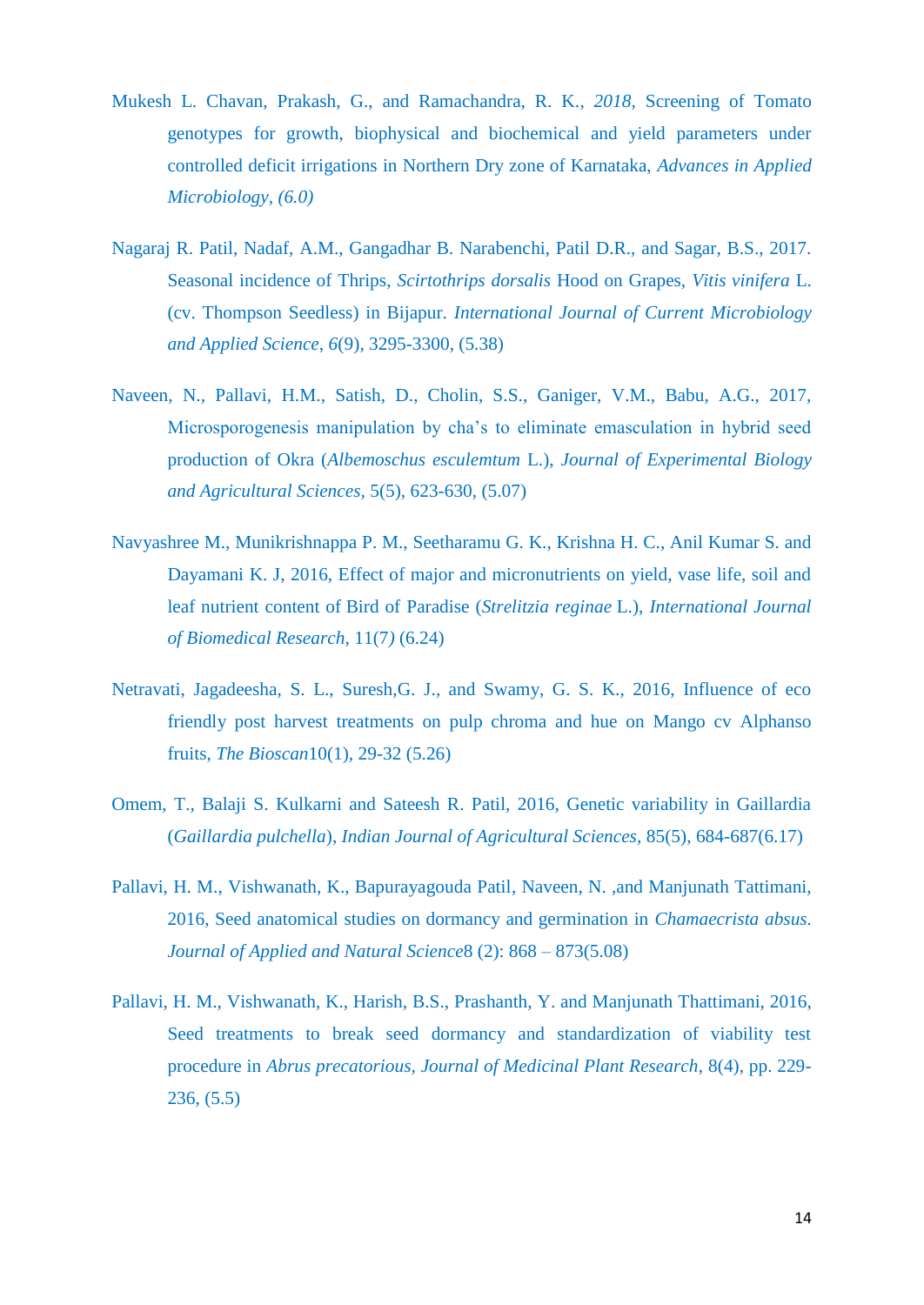Mukesh L. Chavan, Prakash, G., and Ramachandra, R. K., *2018,* Screening of Tomato genotypes for growth, biophysical and biochemical and yield parameters under controlled deficit irrigations in Northern Dry zone of Karnataka, *Advances in Applied Microbiology, (6.0)*

Nagaraj R. Patil, Nadaf, A.M., Gangadhar B. Narabenchi, Patil D.R., and Sagar, B.S., 2017. Seasonal incidence of Thrips, *Scirtothrips dorsalis* Hood on Grapes, *Vitis vinifera* L. (cv. Thompson Seedless) in Bijapur. *International Journal of Current Microbiology and Applied Science*, *6*(9), 3295-3300, (5.38)

Naveen, N., Pallavi, H.M., Satish, D., Cholin, S.S., Ganiger, V.M., Babu, A.G., 2017, Microsporogenesis manipulation by cha's to eliminate emasculation in hybrid seed production of Okra (*Albemoschus esculemtum* L.), *Journal of Experimental Biology and Agricultural Sciences,* 5(5), 623-630, (5.07)

Navyashree M., Munikrishnappa P. M., Seetharamu G. K., Krishna H. C., Anil Kumar S. and Dayamani K. J, 2016, Effect of major and micronutrients on yield, vase life, soil and leaf nutrient content of Bird of Paradise (*Strelitzia reginae* L.), *International Journal of Biomedical Research,* 11(7*)* (6.24)

Netravati, Jagadeesha, S. L., Suresh,G. J., and Swamy, G. S. K., 2016, Influence of eco friendly post harvest treatments on pulp chroma and hue on Mango cv Alphanso fruits, *The Bioscan*10(1), 29-32 (5.26)

Omem, T., Balaji S. Kulkarni and Sateesh R. Patil, 2016, Genetic variability in Gaillardia (*Gaillardia pulchella*), *Indian Journal of Agricultural Sciences,* 85(5), 684-687(6.17)

Pallavi, H. M., Vishwanath, K., Bapurayagouda Patil, Naveen, N. ,and Manjunath Tattimani, 2016, Seed anatomical studies on dormancy and germination in *Chamaecrista absus. Journal of Applied and Natural Science*8 (2): 868 – 873(5.08)

Pallavi, H. M., Vishwanath, K., Harish, B.S., Prashanth, Y. and Manjunath Thattimani, 2016, Seed treatments to break seed dormancy and standardization of viability test procedure in *Abrus precatorious, Journal of Medicinal Plant Research*, 8(4), pp. 229-236, (5.5)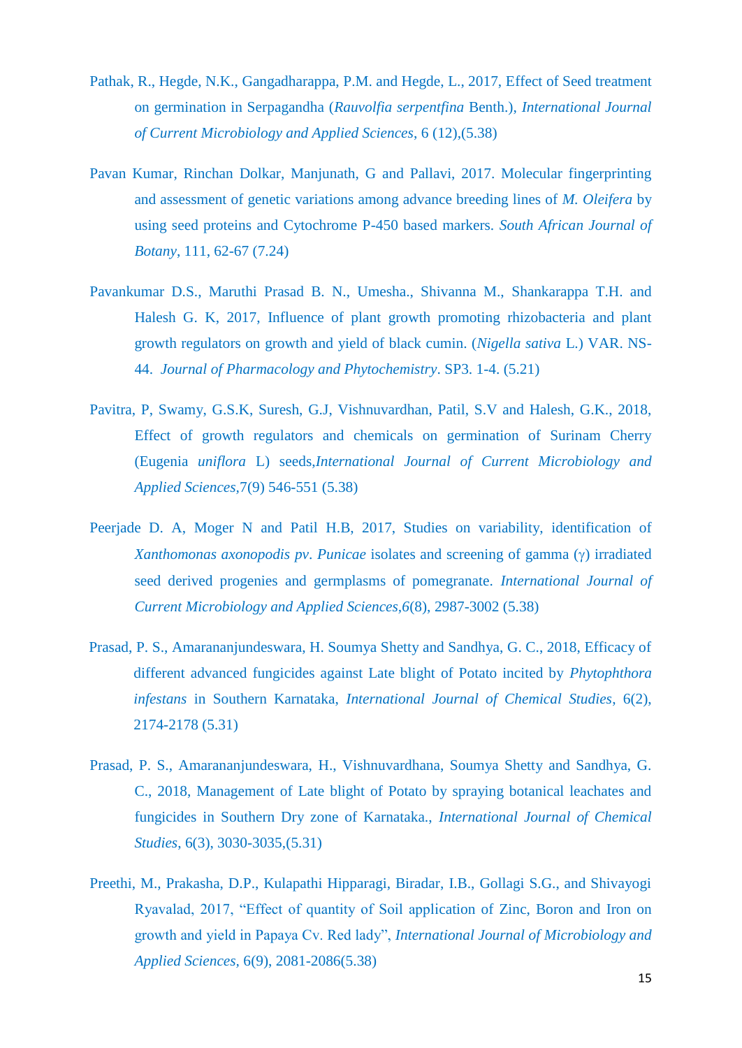Pathak, R., Hegde, N.K., Gangadharappa, P.M. and Hegde, L., 2017, Effect of Seed treatment on germination in Serpagandha (*Rauvolfia serpentfina* Benth.), *International Journal of Current Microbiology and Applied Sciences*, 6 (12),(5.38)

Pavan Kumar, Rinchan Dolkar, Manjunath, G and Pallavi, 2017. Molecular fingerprinting and assessment of genetic variations among advance breeding lines of *M. Oleifera* by using seed proteins and Cytochrome P-450 based markers. *South African Journal of Botany*, 111, 62-67 (7.24)

Pavankumar D.S., Maruthi Prasad B. N., Umesha., Shivanna M., Shankarappa T.H. and Halesh G. K, 2017, Influence of plant growth promoting rhizobacteria and plant growth regulators on growth and yield of black cumin. (*Nigella sativa* L.) VAR. NS-44. *Journal of Pharmacology and Phytochemistry*. SP3. 1-4. (5.21)

Pavitra, P, Swamy, G.S.K, Suresh, G.J, Vishnuvardhan, Patil, S.V and Halesh, G.K., 2018, Effect of growth regulators and chemicals on germination of Surinam Cherry (Eugenia *uniflora* L) seeds,*International Journal of Current Microbiology and Applied Sciences*,7(9) 546-551 (5.38)

Peerjade D. A, Moger N and Patil H.B, 2017, Studies on variability, identification of *Xanthomonas axonopodis pv*. *Punicae* isolates and screening of gamma (γ) irradiated seed derived progenies and germplasms of pomegranate. *International Journal of Current Microbiology and Applied Sciences,6*(8), 2987-3002 (5.38)

Prasad, P. S., Amarananjundeswara, H. Soumya Shetty and Sandhya, G. C., 2018, Efficacy of different advanced fungicides against Late blight of Potato incited by *Phytophthora infestans* in Southern Karnataka, *International Journal of Chemical Studies*, 6(2), 2174-2178 (5.31)

Prasad, P. S., Amarananjundeswara, H., Vishnuvardhana, Soumya Shetty and Sandhya, G. C., 2018, Management of Late blight of Potato by spraying botanical leachates and fungicides in Southern Dry zone of Karnataka., *International Journal of Chemical Studies*, 6(3), 3030-3035,(5.31)

Preethi, M., Prakasha, D.P., Kulapathi Hipparagi, Biradar, I.B., Gollagi S.G., and Shivayogi Ryavalad, 2017, "Effect of quantity of Soil application of Zinc, Boron and Iron on growth and yield in Papaya Cv. Red lady", *International Journal of Microbiology and Applied Sciences*, 6(9), 2081-2086(5.38)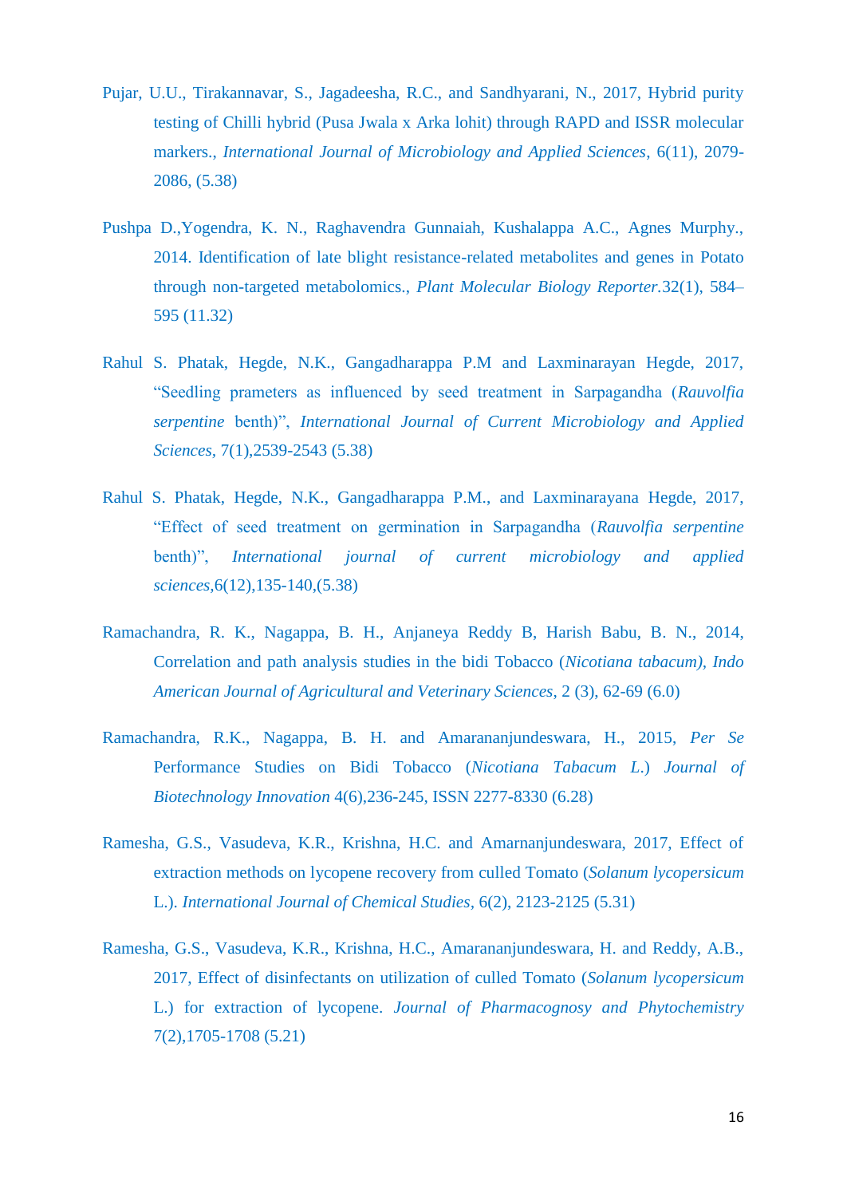Pujar, U.U., Tirakannavar, S., Jagadeesha, R.C., and Sandhyarani, N., 2017, Hybrid purity testing of Chilli hybrid (Pusa Jwala x Arka lohit) through RAPD and ISSR molecular markers., *International Journal of Microbiology and Applied Sciences*, 6(11), 2079-2086, (5.38)

Pushpa D.,Yogendra, K. N., Raghavendra Gunnaiah, Kushalappa A.C., Agnes Murphy., 2014. Identification of late blight resistance-related metabolites and genes in Potato through non-targeted metabolomics., *Plant Molecular Biology Reporter*.32(1), 584–595 (11.32)

Rahul S. Phatak, Hegde, N.K., Gangadharappa P.M and Laxminarayan Hegde, 2017, "Seedling prameters as influenced by seed treatment in Sarpagandha (*Rauvolfia serpentine* benth)", *International Journal of Current Microbiology and Applied Sciences*, 7(1),2539-2543 (5.38)

Rahul S. Phatak, Hegde, N.K., Gangadharappa P.M., and Laxminarayana Hegde, 2017, "Effect of seed treatment on germination in Sarpagandha (*Rauvolfia serpentine* benth)", *International journal of current microbiology and applied sciences*,6(12),135-140,(5.38)

Ramachandra, R. K., Nagappa, B. H., Anjaneya Reddy B, Harish Babu, B. N., 2014, Correlation and path analysis studies in the bidi Tobacco (*Nicotiana tabacum), Indo American Journal of Agricultural and Veterinary Sciences*, 2 (3), 62-69 (6.0)

Ramachandra, R.K., Nagappa, B. H. and Amarananjundeswara, H., 2015, *Per Se* Performance Studies on Bidi Tobacco (*Nicotiana Tabacum L.*) *Journal of Biotechnology Innovation* 4(6),236-245, ISSN 2277-8330 (6.28)

Ramesha, G.S., Vasudeva, K.R., Krishna, H.C. and Amarnanjundeswara, 2017, Effect of extraction methods on lycopene recovery from culled Tomato (*Solanum lycopersicum* L.). *International Journal of Chemical Studies*, 6(2), 2123-2125 (5.31)

Ramesha, G.S., Vasudeva, K.R., Krishna, H.C., Amarananjundeswara, H. and Reddy, A.B., 2017, Effect of disinfectants on utilization of culled Tomato (*Solanum lycopersicum* L.) for extraction of lycopene. *Journal of Pharmacognosy and Phytochemistry* 7(2),1705-1708 (5.21)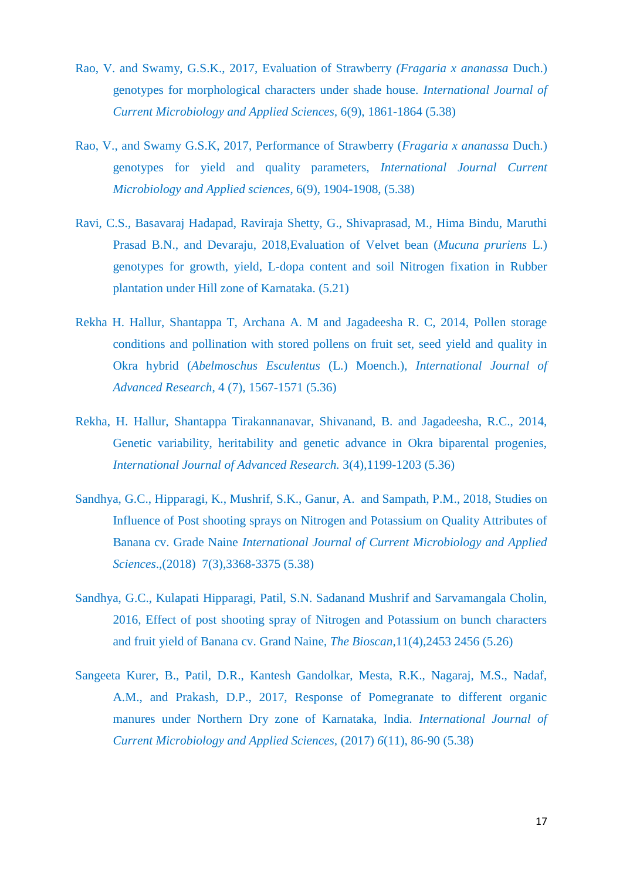Rao, V. and Swamy, G.S.K., 2017, Evaluation of Strawberry *(Fragaria x ananassa* Duch.) genotypes for morphological characters under shade house. *International Journal of Current Microbiology and Applied Sciences*, 6(9), 1861-1864 (5.38)

Rao, V., and Swamy G.S.K, 2017, Performance of Strawberry (*Fragaria x ananassa* Duch.) genotypes for yield and quality parameters, *International Journal Current Microbiology and Applied sciences*, 6(9), 1904-1908, (5.38)

Ravi, C.S., Basavaraj Hadapad, Raviraja Shetty, G., Shivaprasad, M., Hima Bindu, Maruthi Prasad B.N., and Devaraju, 2018,Evaluation of Velvet bean (*Mucuna pruriens* L.) genotypes for growth, yield, L-dopa content and soil Nitrogen fixation in Rubber plantation under Hill zone of Karnataka. (5.21)

Rekha H. Hallur, Shantappa T, Archana A. M and Jagadeesha R. C, 2014, Pollen storage conditions and pollination with stored pollens on fruit set, seed yield and quality in Okra hybrid (*Abelmoschus Esculentus* (L.) Moench.), *International Journal of Advanced Research*, 4 (7), 1567-1571 (5.36)

Rekha, H. Hallur, Shantappa Tirakannanavar, Shivanand, B. and Jagadeesha, R.C., 2014, Genetic variability, heritability and genetic advance in Okra biparental progenies, *International Journal of Advanced Research.* 3(4),1199-1203 (5.36)

Sandhya, G.C., Hipparagi, K., Mushrif, S.K., Ganur, A. and Sampath, P.M., 2018, Studies on Influence of Post shooting sprays on Nitrogen and Potassium on Quality Attributes of Banana cv. Grade Naine *International Journal of Current Microbiology and Applied Sciences*.,(2018) 7(3),3368-3375 (5.38)

Sandhya, G.C., Kulapati Hipparagi, Patil, S.N. Sadanand Mushrif and Sarvamangala Cholin, 2016, Effect of post shooting spray of Nitrogen and Potassium on bunch characters and fruit yield of Banana cv. Grand Naine, *The Bioscan*,11(4),2453 2456 (5.26)

Sangeeta Kurer, B., Patil, D.R., Kantesh Gandolkar, Mesta, R.K., Nagaraj, M.S., Nadaf, A.M., and Prakash, D.P., 2017, Response of Pomegranate to different organic manures under Northern Dry zone of Karnataka, India. *International Journal of Current Microbiology and Applied Sciences*, (2017) *6*(11), 86-90 (5.38)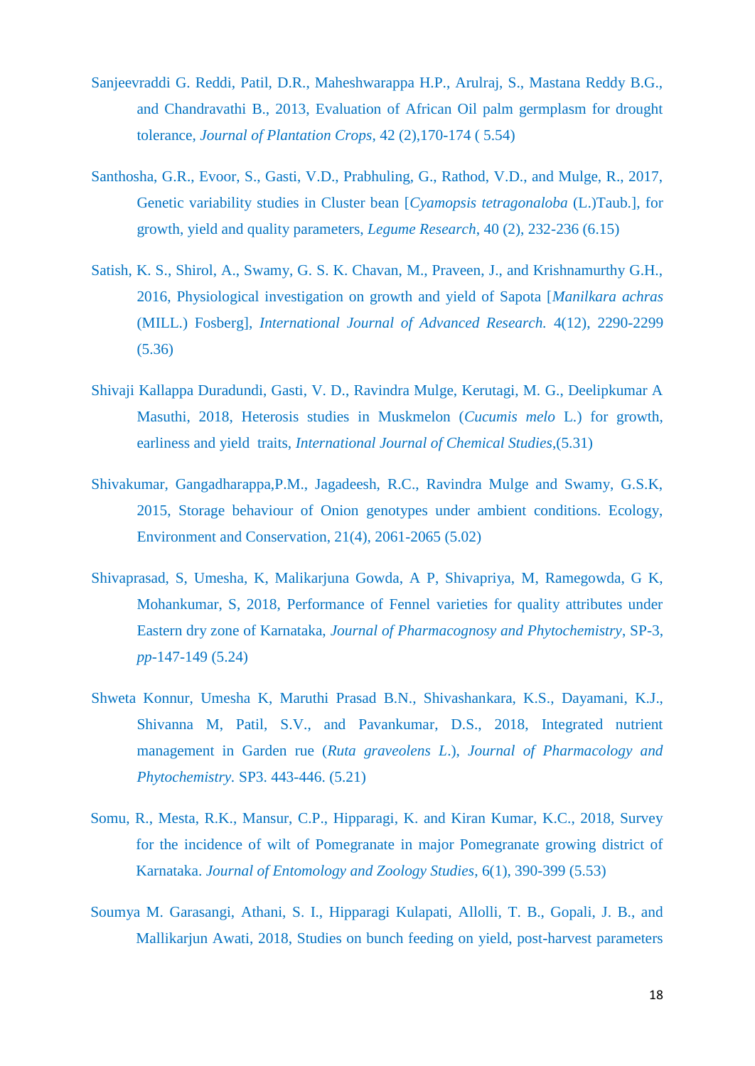Sanjeevraddi G. Reddi, Patil, D.R., Maheshwarappa H.P., Arulraj, S., Mastana Reddy B.G., and Chandravathi B., 2013, Evaluation of African Oil palm germplasm for drought tolerance, *Journal of Plantation Crops*, 42 (2),170-174 ( 5.54)

Santhosha, G.R., Evoor, S., Gasti, V.D., Prabhuling, G., Rathod, V.D., and Mulge, R., 2017, Genetic variability studies in Cluster bean [*Cyamopsis tetragonaloba* (L.)Taub.], for growth, yield and quality parameters, *Legume Research*, 40 (2), 232-236 (6.15)

Satish, K. S., Shirol, A., Swamy, G. S. K. Chavan, M., Praveen, J., and Krishnamurthy G.H., 2016, Physiological investigation on growth and yield of Sapota [*Manilkara achras* (MILL.) Fosberg], *International Journal of Advanced Research.* 4(12), 2290-2299 (5.36)

Shivaji Kallappa Duradundi, Gasti, V. D., Ravindra Mulge, Kerutagi, M. G., Deelipkumar A Masuthi, 2018, Heterosis studies in Muskmelon (*Cucumis melo* L.) for growth, earliness and yield traits, *International Journal of Chemical Studies*,(5.31)

Shivakumar, Gangadharappa,P.M., Jagadeesh, R.C., Ravindra Mulge and Swamy, G.S.K, 2015, Storage behaviour of Onion genotypes under ambient conditions. Ecology, Environment and Conservation, 21(4), 2061-2065 (5.02)

Shivaprasad, S, Umesha, K, Malikarjuna Gowda, A P, Shivapriya, M, Ramegowda, G K, Mohankumar, S, 2018, Performance of Fennel varieties for quality attributes under Eastern dry zone of Karnataka, *Journal of Pharmacognosy and Phytochemistry*, SP-3, *pp*-147-149 (5.24)

Shweta Konnur, Umesha K, Maruthi Prasad B.N., Shivashankara, K.S., Dayamani, K.J., Shivanna M, Patil, S.V., and Pavankumar, D.S., 2018, Integrated nutrient management in Garden rue (*Ruta graveolens L.*), *Journal of Pharmacology and Phytochemistry.* SP3. 443-446. (5.21)

Somu, R., Mesta, R.K., Mansur, C.P., Hipparagi, K. and Kiran Kumar, K.C., 2018, Survey for the incidence of wilt of Pomegranate in major Pomegranate growing district of Karnataka. *Journal of Entomology and Zoology Studies*, 6(1), 390-399 (5.53)

Soumya M. Garasangi, Athani, S. I., Hipparagi Kulapati, Allolli, T. B., Gopali, J. B., and Mallikarjun Awati, 2018, Studies on bunch feeding on yield, post-harvest parameters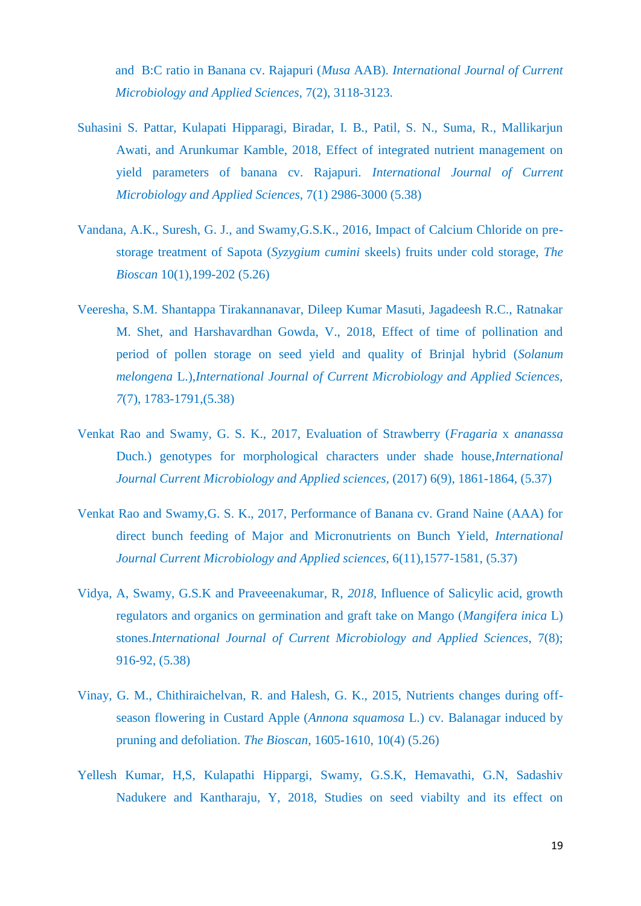and B:C ratio in Banana cv. Rajapuri (*Musa* AAB). *International Journal of Current Microbiology and Applied Sciences,* 7(2), 3118-3123.

Suhasini S. Pattar, Kulapati Hipparagi, Biradar, I. B., Patil, S. N., Suma, R., Mallikarjun Awati, and Arunkumar Kamble, 2018, Effect of integrated nutrient management on yield parameters of banana cv. Rajapuri. *International Journal of Current Microbiology and Applied Sciences*, 7(1) 2986-3000 (5.38)

Vandana, A.K., Suresh, G. J., and Swamy,G.S.K., 2016, Impact of Calcium Chloride on pre-storage treatment of Sapota (*Syzygium cumini* skeels) fruits under cold storage, *The Bioscan* 10(1),199-202 (5.26)

Veeresha, S.M. Shantappa Tirakannanavar, Dileep Kumar Masuti, Jagadeesh R.C., Ratnakar M. Shet, and Harshavardhan Gowda, V., 2018, Effect of time of pollination and period of pollen storage on seed yield and quality of Brinjal hybrid (*Solanum melongena* L.),*International Journal of Current Microbiology and Applied Sciences, 7*(7), 1783-1791,(5.38)

Venkat Rao and Swamy, G. S. K., 2017, Evaluation of Strawberry (*Fragaria* x *ananassa* Duch.) genotypes for morphological characters under shade house,*International Journal Current Microbiology and Applied sciences*, (2017) 6(9), 1861-1864, (5.37)

Venkat Rao and Swamy,G. S. K., 2017, Performance of Banana cv. Grand Naine (AAA) for direct bunch feeding of Major and Micronutrients on Bunch Yield, *International Journal Current Microbiology and Applied sciences*, 6(11),1577-1581, (5.37)

Vidya, A, Swamy, G.S.K and Praveeenakumar, R, *2018,* Influence of Salicylic acid, growth regulators and organics on germination and graft take on Mango (*Mangifera inica* L) stones.*International Journal of Current Microbiology and Applied Sciences*, 7(8); 916-92, (5.38)

Vinay, G. M., Chithiraichelvan, R. and Halesh, G. K., 2015, Nutrients changes during off-season flowering in Custard Apple (*Annona squamosa* L.) cv. Balanagar induced by pruning and defoliation. *The Bioscan,* 1605-1610, 10(4) (5.26)

Yellesh Kumar, H,S, Kulapathi Hippargi, Swamy, G.S.K, Hemavathi, G.N, Sadashiv Nadukere and Kantharaju, Y, 2018, Studies on seed viabilty and its effect on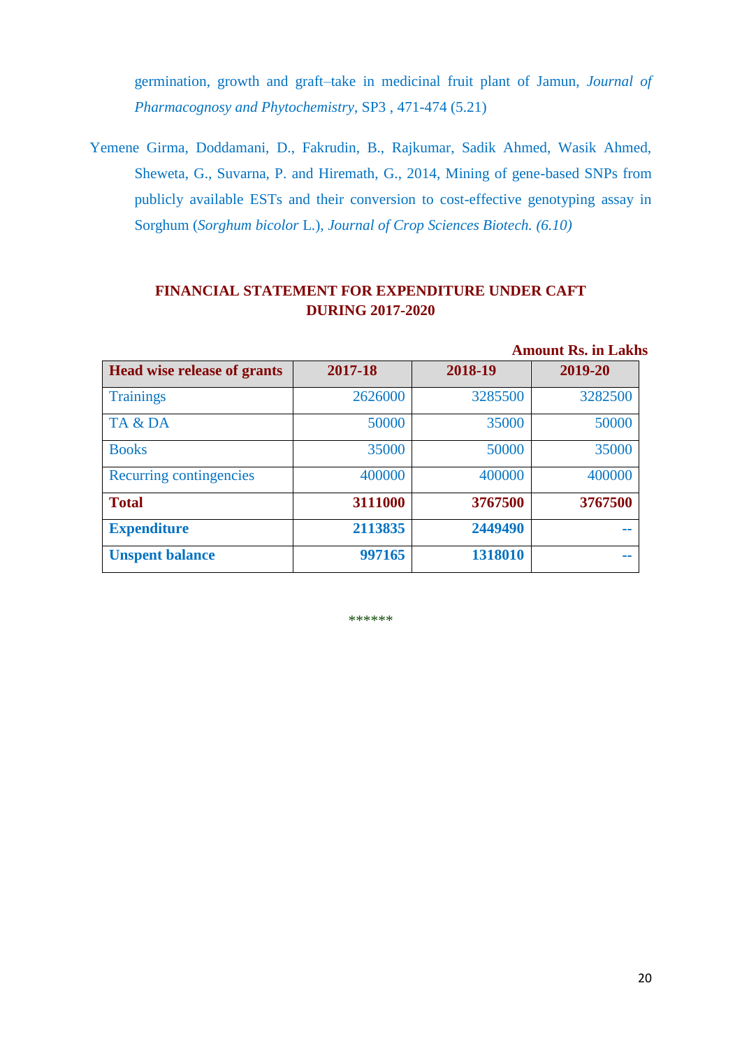germination, growth and graft–take in medicinal fruit plant of Jamun, *Journal of Pharmacognosy and Phytochemistry*, SP3 , 471-474 (5.21)

Yemene Girma, Doddamani, D., Fakrudin, B., Rajkumar, Sadik Ahmed, Wasik Ahmed, Sheweta, G., Suvarna, P. and Hiremath, G., 2014, Mining of gene-based SNPs from publicly available ESTs and their conversion to cost-effective genotyping assay in Sorghum (*Sorghum bicolor* L.), *Journal of Crop Sciences Biotech. (6.10)*

## FINANCIAL STATEMENT FOR EXPENDITURE UNDER CAFT DURING 2017-2020

**Amount Rs. in Lakhs**

| Head wise release of grants | 2017-18 | 2018-19 | 2019-20 |
|---|---|---|---|
| Trainings | 2626000 | 3285500 | 3282500 |
| TA & DA | 50000 | 35000 | 50000 |
| Books | 35000 | 50000 | 35000 |
| Recurring contingencies | 400000 | 400000 | 400000 |
| **Total** | **3111000** | **3767500** | **3767500** |
| **Expenditure** | **2113835** | **2449490** | **--** |
| **Unspent balance** | **997165** | **1318010** | **--** |

******